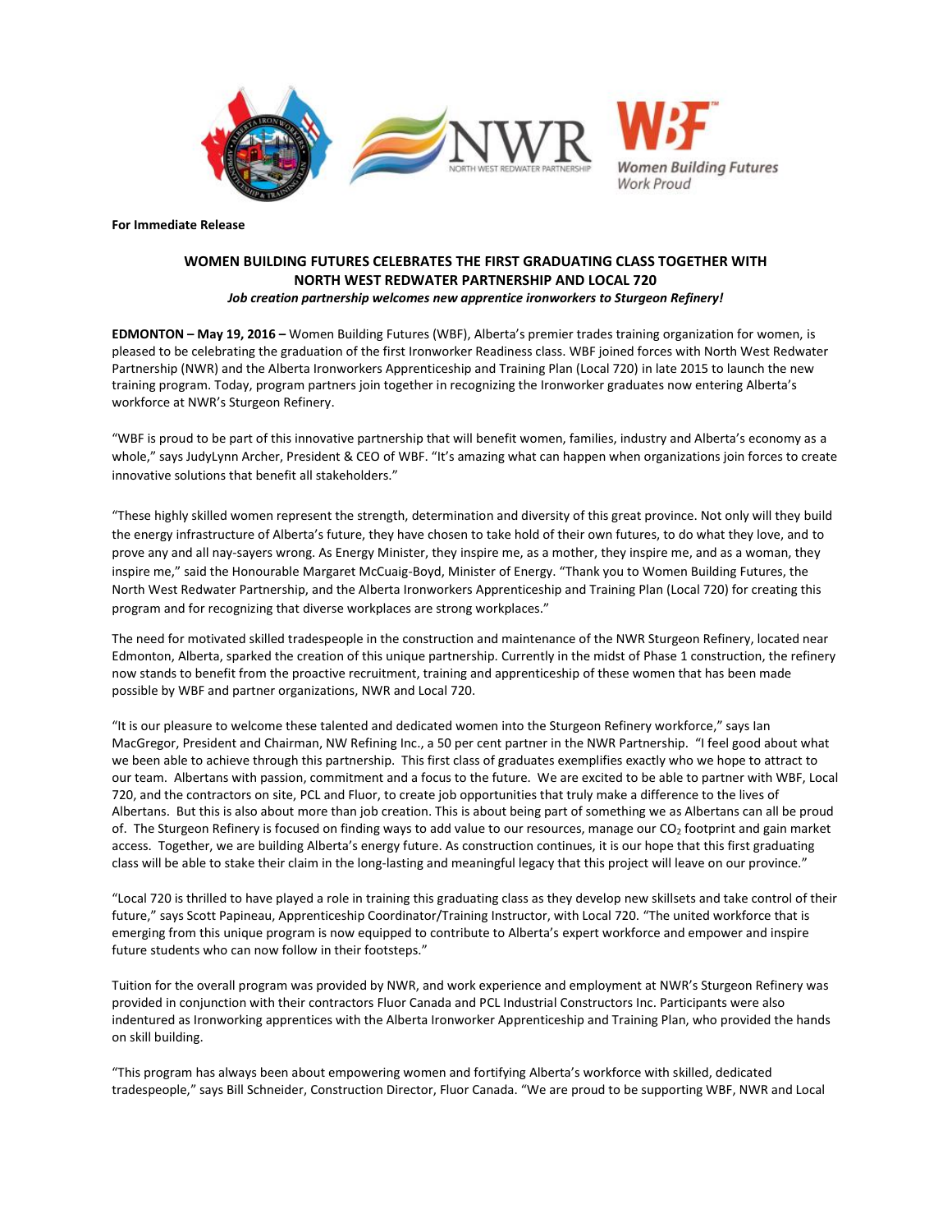**For Immediate Release**

## WOMEN BUILDING FUTURES CELEBRATES THE FIRST GRADUATING CLASS TOGETHER WITH NORTH WEST REDWATER PARTNERSHIP AND LOCAL 720

***Job creation partnership welcomes new apprentice ironworkers to Sturgeon Refinery!***

**EDMONTON – May 19, 2016 –** Women Building Futures (WBF), Alberta's premier trades training organization for women, is pleased to be celebrating the graduation of the first Ironworker Readiness class. WBF joined forces with North West Redwater Partnership (NWR) and the Alberta Ironworkers Apprenticeship and Training Plan (Local 720) in late 2015 to launch the new training program. Today, program partners join together in recognizing the Ironworker graduates now entering Alberta's workforce at NWR's Sturgeon Refinery.

"WBF is proud to be part of this innovative partnership that will benefit women, families, industry and Alberta's economy as a whole," says JudyLynn Archer, President & CEO of WBF. "It's amazing what can happen when organizations join forces to create innovative solutions that benefit all stakeholders."

"These highly skilled women represent the strength, determination and diversity of this great province. Not only will they build the energy infrastructure of Alberta's future, they have chosen to take hold of their own futures, to do what they love, and to prove any and all nay-sayers wrong. As Energy Minister, they inspire me, as a mother, they inspire me, and as a woman, they inspire me," said the Honourable Margaret McCuaig-Boyd, Minister of Energy. "Thank you to Women Building Futures, the North West Redwater Partnership, and the Alberta Ironworkers Apprenticeship and Training Plan (Local 720) for creating this program and for recognizing that diverse workplaces are strong workplaces."

The need for motivated skilled tradespeople in the construction and maintenance of the NWR Sturgeon Refinery, located near Edmonton, Alberta, sparked the creation of this unique partnership. Currently in the midst of Phase 1 construction, the refinery now stands to benefit from the proactive recruitment, training and apprenticeship of these women that has been made possible by WBF and partner organizations, NWR and Local 720.

"It is our pleasure to welcome these talented and dedicated women into the Sturgeon Refinery workforce," says Ian MacGregor, President and Chairman, NW Refining Inc., a 50 per cent partner in the NWR Partnership. "I feel good about what we been able to achieve through this partnership. This first class of graduates exemplifies exactly who we hope to attract to our team. Albertans with passion, commitment and a focus to the future. We are excited to be able to partner with WBF, Local 720, and the contractors on site, PCL and Fluor, to create job opportunities that truly make a difference to the lives of Albertans. But this is also about more than job creation. This is about being part of something we as Albertans can all be proud of. The Sturgeon Refinery is focused on finding ways to add value to our resources, manage our $CO_2$ footprint and gain market access. Together, we are building Alberta's energy future. As construction continues, it is our hope that this first graduating class will be able to stake their claim in the long-lasting and meaningful legacy that this project will leave on our province."

"Local 720 is thrilled to have played a role in training this graduating class as they develop new skillsets and take control of their future," says Scott Papineau, Apprenticeship Coordinator/Training Instructor, with Local 720. "The united workforce that is emerging from this unique program is now equipped to contribute to Alberta's expert workforce and empower and inspire future students who can now follow in their footsteps."

Tuition for the overall program was provided by NWR, and work experience and employment at NWR's Sturgeon Refinery was provided in conjunction with their contractors Fluor Canada and PCL Industrial Constructors Inc. Participants were also indentured as Ironworking apprentices with the Alberta Ironworker Apprenticeship and Training Plan, who provided the hands on skill building.

"This program has always been about empowering women and fortifying Alberta's workforce with skilled, dedicated tradespeople," says Bill Schneider, Construction Director, Fluor Canada. "We are proud to be supporting WBF, NWR and Local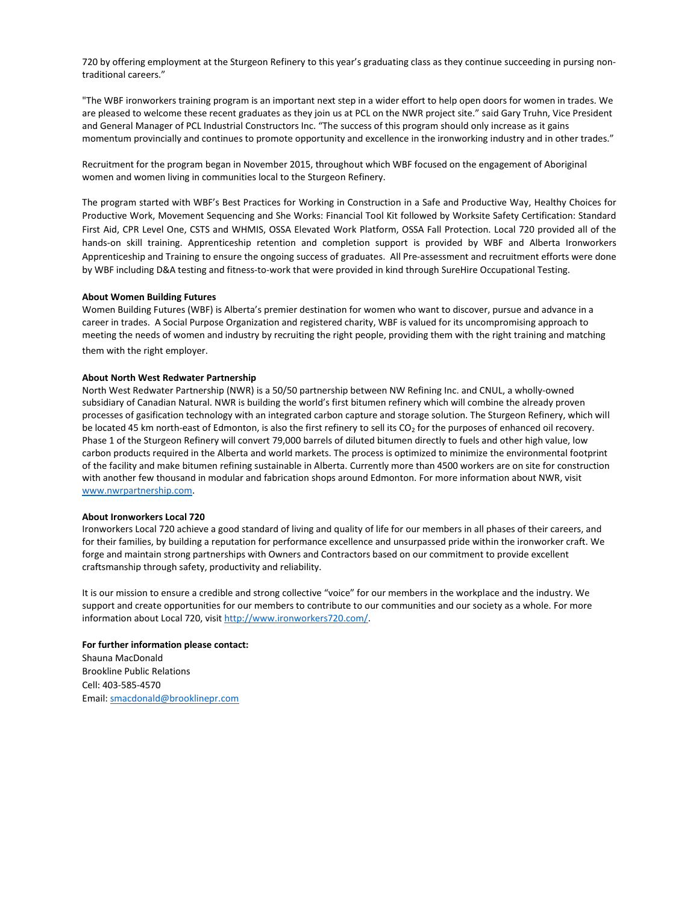720 by offering employment at the Sturgeon Refinery to this year's graduating class as they continue succeeding in pursing non-traditional careers."

"The WBF ironworkers training program is an important next step in a wider effort to help open doors for women in trades. We are pleased to welcome these recent graduates as they join us at PCL on the NWR project site." said Gary Truhn, Vice President and General Manager of PCL Industrial Constructors Inc. "The success of this program should only increase as it gains momentum provincially and continues to promote opportunity and excellence in the ironworking industry and in other trades."

Recruitment for the program began in November 2015, throughout which WBF focused on the engagement of Aboriginal women and women living in communities local to the Sturgeon Refinery.

The program started with WBF's Best Practices for Working in Construction in a Safe and Productive Way, Healthy Choices for Productive Work, Movement Sequencing and She Works: Financial Tool Kit followed by Worksite Safety Certification: Standard First Aid, CPR Level One, CSTS and WHMIS, OSSA Elevated Work Platform, OSSA Fall Protection. Local 720 provided all of the hands-on skill training. Apprenticeship retention and completion support is provided by WBF and Alberta Ironworkers Apprenticeship and Training to ensure the ongoing success of graduates. All Pre-assessment and recruitment efforts were done by WBF including D&A testing and fitness-to-work that were provided in kind through SureHire Occupational Testing.

**About Women Building Futures**

Women Building Futures (WBF) is Alberta's premier destination for women who want to discover, pursue and advance in a career in trades. A Social Purpose Organization and registered charity, WBF is valued for its uncompromising approach to meeting the needs of women and industry by recruiting the right people, providing them with the right training and matching them with the right employer.

**About North West Redwater Partnership**

North West Redwater Partnership (NWR) is a 50/50 partnership between NW Refining Inc. and CNUL, a wholly-owned subsidiary of Canadian Natural. NWR is building the world's first bitumen refinery which will combine the already proven processes of gasification technology with an integrated carbon capture and storage solution. The Sturgeon Refinery, which will be located 45 km north-east of Edmonton, is also the first refinery to sell its $CO_2$ for the purposes of enhanced oil recovery. Phase 1 of the Sturgeon Refinery will convert 79,000 barrels of diluted bitumen directly to fuels and other high value, low carbon products required in the Alberta and world markets. The process is optimized to minimize the environmental footprint of the facility and make bitumen refining sustainable in Alberta. Currently more than 4500 workers are on site for construction with another few thousand in modular and fabrication shops around Edmonton. For more information about NWR, visit www.nwrpartnership.com.

**About Ironworkers Local 720**

Ironworkers Local 720 achieve a good standard of living and quality of life for our members in all phases of their careers, and for their families, by building a reputation for performance excellence and unsurpassed pride within the ironworker craft. We forge and maintain strong partnerships with Owners and Contractors based on our commitment to provide excellent craftsmanship through safety, productivity and reliability.

It is our mission to ensure a credible and strong collective "voice" for our members in the workplace and the industry. We support and create opportunities for our members to contribute to our communities and our society as a whole. For more information about Local 720, visit http://www.ironworkers720.com/.

**For further information please contact:**

Shauna MacDonald
Brookline Public Relations
Cell: 403-585-4570
Email: smacdonald@brooklinepr.com